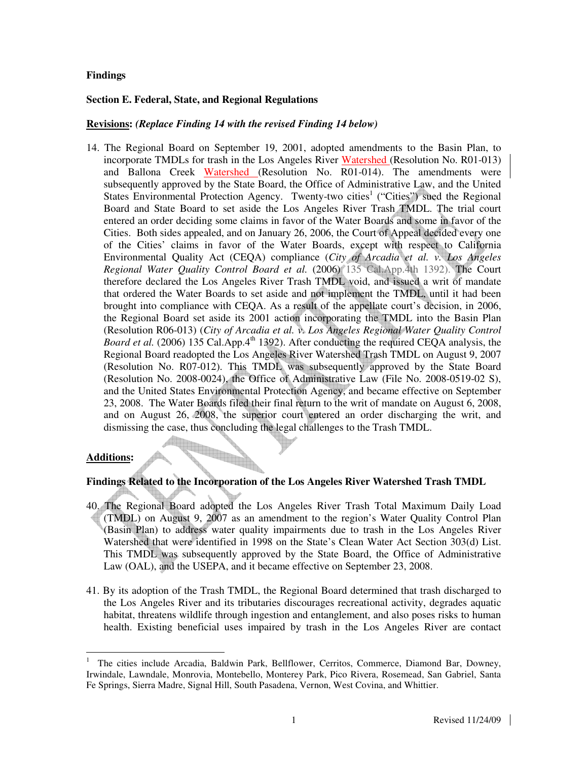**Findings**

**Section E. Federal, State, and Regional Regulations**

**Revisions:** ***(Replace Finding 14 with the revised Finding 14 below)***

14. The Regional Board on September 19, 2001, adopted amendments to the Basin Plan, to incorporate TMDLs for trash in the Los Angeles River Watershed (Resolution No. R01-013) and Ballona Creek Watershed (Resolution No. R01-014). The amendments were subsequently approved by the State Board, the Office of Administrative Law, and the United States Environmental Protection Agency. Twenty-two cities[1] ("Cities") sued the Regional Board and State Board to set aside the Los Angeles River Trash TMDL. The trial court entered an order deciding some claims in favor of the Water Boards and some in favor of the Cities. Both sides appealed, and on January 26, 2006, the Court of Appeal decided every one of the Cities' claims in favor of the Water Boards, except with respect to California Environmental Quality Act (CEQA) compliance (*City of Arcadia et al. v. Los Angeles Regional Water Quality Control Board et al.* (2006) 135 Cal.App.4th 1392). The Court therefore declared the Los Angeles River Trash TMDL void, and issued a writ of mandate that ordered the Water Boards to set aside and not implement the TMDL, until it had been brought into compliance with CEQA. As a result of the appellate court's decision, in 2006, the Regional Board set aside its 2001 action incorporating the TMDL into the Basin Plan (Resolution R06-013) (*City of Arcadia et al. v. Los Angeles Regional Water Quality Control Board et al.* (2006) 135 Cal.App.4th 1392). After conducting the required CEQA analysis, the Regional Board readopted the Los Angeles River Watershed Trash TMDL on August 9, 2007 (Resolution No. R07-012). This TMDL was subsequently approved by the State Board (Resolution No. 2008-0024), the Office of Administrative Law (File No. 2008-0519-02 S), and the United States Environmental Protection Agency, and became effective on September 23, 2008. The Water Boards filed their final return to the writ of mandate on August 6, 2008, and on August 26, 2008, the superior court entered an order discharging the writ, and dismissing the case, thus concluding the legal challenges to the Trash TMDL.

**Additions:**

**Findings Related to the Incorporation of the Los Angeles River Watershed Trash TMDL**

40. The Regional Board adopted the Los Angeles River Trash Total Maximum Daily Load (TMDL) on August 9, 2007 as an amendment to the region's Water Quality Control Plan (Basin Plan) to address water quality impairments due to trash in the Los Angeles River Watershed that were identified in 1998 on the State's Clean Water Act Section 303(d) List. This TMDL was subsequently approved by the State Board, the Office of Administrative Law (OAL), and the USEPA, and it became effective on September 23, 2008.

41. By its adoption of the Trash TMDL, the Regional Board determined that trash discharged to the Los Angeles River and its tributaries discourages recreational activity, degrades aquatic habitat, threatens wildlife through ingestion and entanglement, and also poses risks to human health. Existing beneficial uses impaired by trash in the Los Angeles River are contact

---

[1] The cities include Arcadia, Baldwin Park, Bellflower, Cerritos, Commerce, Diamond Bar, Downey, Irwindale, Lawndale, Monrovia, Montebello, Monterey Park, Pico Rivera, Rosemead, San Gabriel, Santa Fe Springs, Sierra Madre, Signal Hill, South Pasadena, Vernon, West Covina, and Whittier.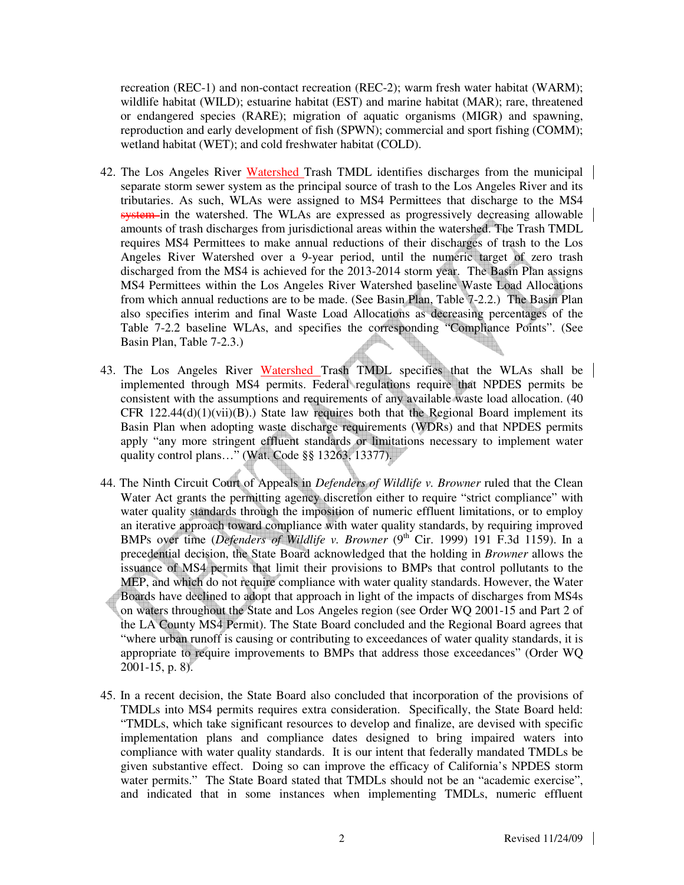recreation (REC-1) and non-contact recreation (REC-2); warm fresh water habitat (WARM); wildlife habitat (WILD); estuarine habitat (EST) and marine habitat (MAR); rare, threatened or endangered species (RARE); migration of aquatic organisms (MIGR) and spawning, reproduction and early development of fish (SPWN); commercial and sport fishing (COMM); wetland habitat (WET); and cold freshwater habitat (COLD).

42. The Los Angeles River Watershed Trash TMDL identifies discharges from the municipal separate storm sewer system as the principal source of trash to the Los Angeles River and its tributaries. As such, WLAs were assigned to MS4 Permittees that discharge to the MS4 ~~system~~ in the watershed. The WLAs are expressed as progressively decreasing allowable amounts of trash discharges from jurisdictional areas within the watershed. The Trash TMDL requires MS4 Permittees to make annual reductions of their discharges of trash to the Los Angeles River Watershed over a 9-year period, until the numeric target of zero trash discharged from the MS4 is achieved for the 2013-2014 storm year. The Basin Plan assigns MS4 Permittees within the Los Angeles River Watershed baseline Waste Load Allocations from which annual reductions are to be made. (See Basin Plan, Table 7-2.2.) The Basin Plan also specifies interim and final Waste Load Allocations as decreasing percentages of the Table 7-2.2 baseline WLAs, and specifies the corresponding "Compliance Points". (See Basin Plan, Table 7-2.3.)

43. The Los Angeles River Watershed Trash TMDL specifies that the WLAs shall be implemented through MS4 permits. Federal regulations require that NPDES permits be consistent with the assumptions and requirements of any available waste load allocation. (40 CFR 122.44(d)(1)(vii)(B).) State law requires both that the Regional Board implement its Basin Plan when adopting waste discharge requirements (WDRs) and that NPDES permits apply "any more stringent effluent standards or limitations necessary to implement water quality control plans…" (Wat. Code §§ 13263, 13377).

44. The Ninth Circuit Court of Appeals in *Defenders of Wildlife v. Browner* ruled that the Clean Water Act grants the permitting agency discretion either to require "strict compliance" with water quality standards through the imposition of numeric effluent limitations, or to employ an iterative approach toward compliance with water quality standards, by requiring improved BMPs over time (*Defenders of Wildlife v. Browner* (9th Cir. 1999) 191 F.3d 1159). In a precedential decision, the State Board acknowledged that the holding in *Browner* allows the issuance of MS4 permits that limit their provisions to BMPs that control pollutants to the MEP, and which do not require compliance with water quality standards. However, the Water Boards have declined to adopt that approach in light of the impacts of discharges from MS4s on waters throughout the State and Los Angeles region (see Order WQ 2001-15 and Part 2 of the LA County MS4 Permit). The State Board concluded and the Regional Board agrees that "where urban runoff is causing or contributing to exceedances of water quality standards, it is appropriate to require improvements to BMPs that address those exceedances" (Order WQ 2001-15, p. 8).

45. In a recent decision, the State Board also concluded that incorporation of the provisions of TMDLs into MS4 permits requires extra consideration. Specifically, the State Board held: "TMDLs, which take significant resources to develop and finalize, are devised with specific implementation plans and compliance dates designed to bring impaired waters into compliance with water quality standards. It is our intent that federally mandated TMDLs be given substantive effect. Doing so can improve the efficacy of California's NPDES storm water permits." The State Board stated that TMDLs should not be an "academic exercise", and indicated that in some instances when implementing TMDLs, numeric effluent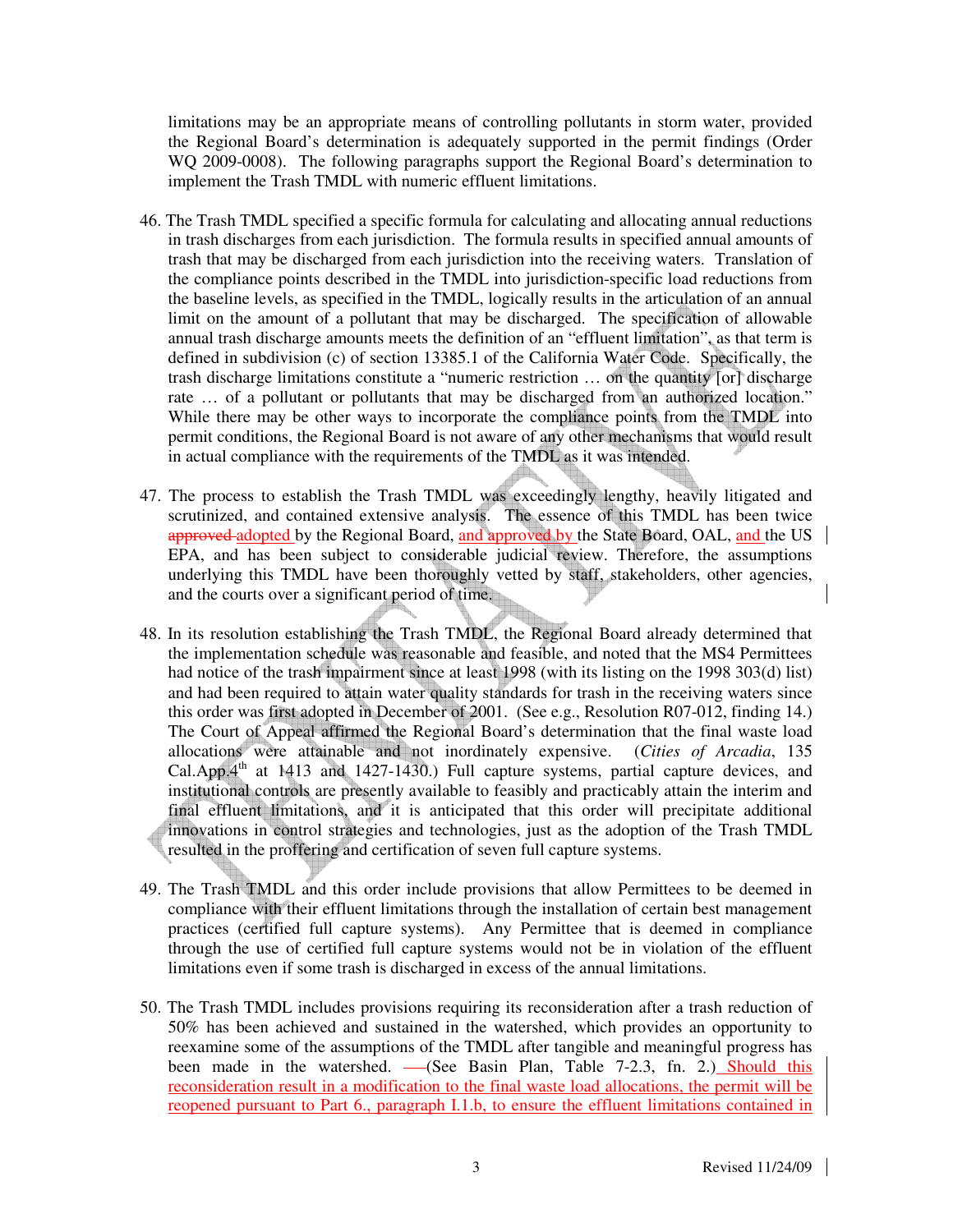limitations may be an appropriate means of controlling pollutants in storm water, provided the Regional Board's determination is adequately supported in the permit findings (Order WQ 2009-0008). The following paragraphs support the Regional Board's determination to implement the Trash TMDL with numeric effluent limitations.

46. The Trash TMDL specified a specific formula for calculating and allocating annual reductions in trash discharges from each jurisdiction. The formula results in specified annual amounts of trash that may be discharged from each jurisdiction into the receiving waters. Translation of the compliance points described in the TMDL into jurisdiction-specific load reductions from the baseline levels, as specified in the TMDL, logically results in the articulation of an annual limit on the amount of a pollutant that may be discharged. The specification of allowable annual trash discharge amounts meets the definition of an "effluent limitation", as that term is defined in subdivision (c) of section 13385.1 of the California Water Code. Specifically, the trash discharge limitations constitute a "numeric restriction … on the quantity [or] discharge rate … of a pollutant or pollutants that may be discharged from an authorized location." While there may be other ways to incorporate the compliance points from the TMDL into permit conditions, the Regional Board is not aware of any other mechanisms that would result in actual compliance with the requirements of the TMDL as it was intended.

47. The process to establish the Trash TMDL was exceedingly lengthy, heavily litigated and scrutinized, and contained extensive analysis. The essence of this TMDL has been twice ~~approved~~ adopted by the Regional Board, and approved by the State Board, OAL, and the US EPA, and has been subject to considerable judicial review. Therefore, the assumptions underlying this TMDL have been thoroughly vetted by staff, stakeholders, other agencies, and the courts over a significant period of time.

48. In its resolution establishing the Trash TMDL, the Regional Board already determined that the implementation schedule was reasonable and feasible, and noted that the MS4 Permittees had notice of the trash impairment since at least 1998 (with its listing on the 1998 303(d) list) and had been required to attain water quality standards for trash in the receiving waters since this order was first adopted in December of 2001. (See e.g., Resolution R07-012, finding 14.) The Court of Appeal affirmed the Regional Board's determination that the final waste load allocations were attainable and not inordinately expensive. (*Cities of Arcadia*, 135 Cal.App.4th at 1413 and 1427-1430.) Full capture systems, partial capture devices, and institutional controls are presently available to feasibly and practicably attain the interim and final effluent limitations, and it is anticipated that this order will precipitate additional innovations in control strategies and technologies, just as the adoption of the Trash TMDL resulted in the proffering and certification of seven full capture systems.

49. The Trash TMDL and this order include provisions that allow Permittees to be deemed in compliance with their effluent limitations through the installation of certain best management practices (certified full capture systems). Any Permittee that is deemed in compliance through the use of certified full capture systems would not be in violation of the effluent limitations even if some trash is discharged in excess of the annual limitations.

50. The Trash TMDL includes provisions requiring its reconsideration after a trash reduction of 50% has been achieved and sustained in the watershed, which provides an opportunity to reexamine some of the assumptions of the TMDL after tangible and meaningful progress has been made in the watershed. (See Basin Plan, Table 7-2.3, fn. 2.) Should this reconsideration result in a modification to the final waste load allocations, the permit will be reopened pursuant to Part 6., paragraph I.1.b, to ensure the effluent limitations contained in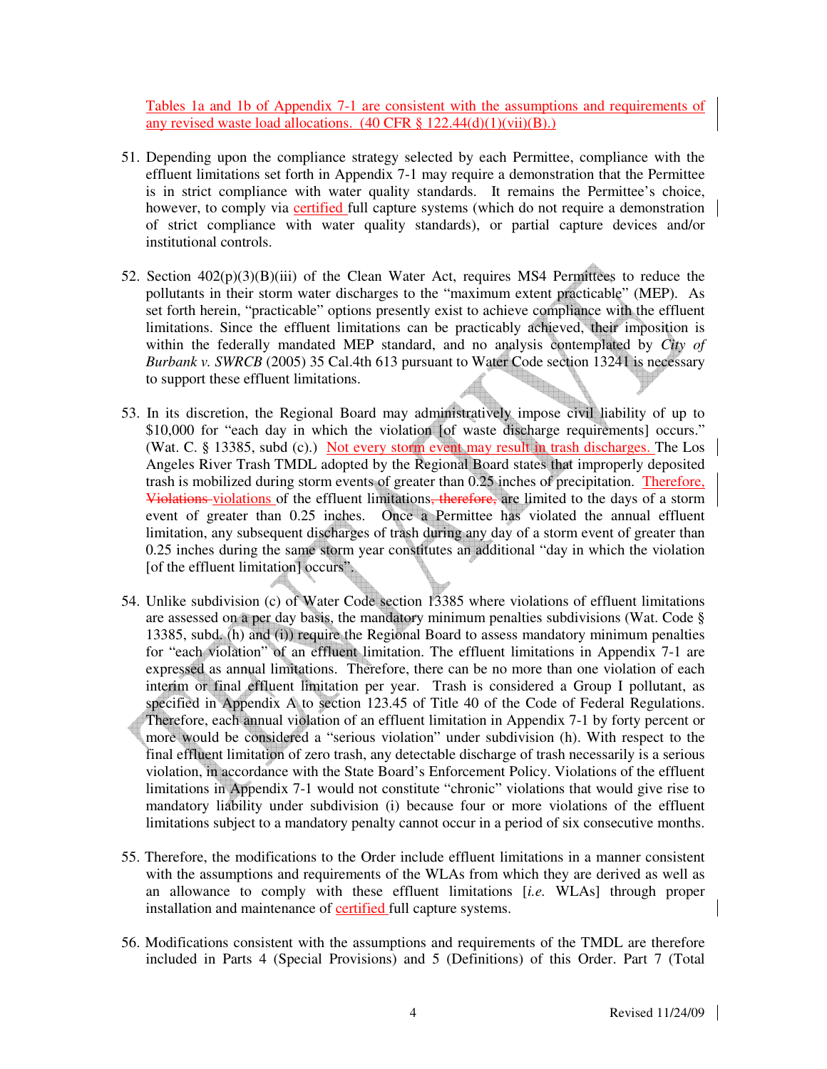Tables 1a and 1b of Appendix 7-1 are consistent with the assumptions and requirements of any revised waste load allocations. (40 CFR § 122.44(d)(1)(vii)(B).)

51. Depending upon the compliance strategy selected by each Permittee, compliance with the effluent limitations set forth in Appendix 7-1 may require a demonstration that the Permittee is in strict compliance with water quality standards. It remains the Permittee's choice, however, to comply via certified full capture systems (which do not require a demonstration of strict compliance with water quality standards), or partial capture devices and/or institutional controls.

52. Section 402(p)(3)(B)(iii) of the Clean Water Act, requires MS4 Permittees to reduce the pollutants in their storm water discharges to the "maximum extent practicable" (MEP). As set forth herein, "practicable" options presently exist to achieve compliance with the effluent limitations. Since the effluent limitations can be practicably achieved, their imposition is within the federally mandated MEP standard, and no analysis contemplated by *City of Burbank v. SWRCB* (2005) 35 Cal.4th 613 pursuant to Water Code section 13241 is necessary to support these effluent limitations.

53. In its discretion, the Regional Board may administratively impose civil liability of up to $10,000 for "each day in which the violation [of waste discharge requirements] occurs." (Wat. C. § 13385, subd (c).) Not every storm event may result in trash discharges. The Los Angeles River Trash TMDL adopted by the Regional Board states that improperly deposited trash is mobilized during storm events of greater than 0.25 inches of precipitation. Therefore, ~~Violations~~ violations of the effluent limitations~~, therefore,~~ are limited to the days of a storm event of greater than 0.25 inches. Once a Permittee has violated the annual effluent limitation, any subsequent discharges of trash during any day of a storm event of greater than 0.25 inches during the same storm year constitutes an additional "day in which the violation [of the effluent limitation] occurs".

54. Unlike subdivision (c) of Water Code section 13385 where violations of effluent limitations are assessed on a per day basis, the mandatory minimum penalties subdivisions (Wat. Code § 13385, subd. (h) and (i)) require the Regional Board to assess mandatory minimum penalties for "each violation" of an effluent limitation. The effluent limitations in Appendix 7-1 are expressed as annual limitations. Therefore, there can be no more than one violation of each interim or final effluent limitation per year. Trash is considered a Group I pollutant, as specified in Appendix A to section 123.45 of Title 40 of the Code of Federal Regulations. Therefore, each annual violation of an effluent limitation in Appendix 7-1 by forty percent or more would be considered a "serious violation" under subdivision (h). With respect to the final effluent limitation of zero trash, any detectable discharge of trash necessarily is a serious violation, in accordance with the State Board's Enforcement Policy. Violations of the effluent limitations in Appendix 7-1 would not constitute "chronic" violations that would give rise to mandatory liability under subdivision (i) because four or more violations of the effluent limitations subject to a mandatory penalty cannot occur in a period of six consecutive months.

55. Therefore, the modifications to the Order include effluent limitations in a manner consistent with the assumptions and requirements of the WLAs from which they are derived as well as an allowance to comply with these effluent limitations [*i.e.* WLAs] through proper installation and maintenance of certified full capture systems.

56. Modifications consistent with the assumptions and requirements of the TMDL are therefore included in Parts 4 (Special Provisions) and 5 (Definitions) of this Order. Part 7 (Total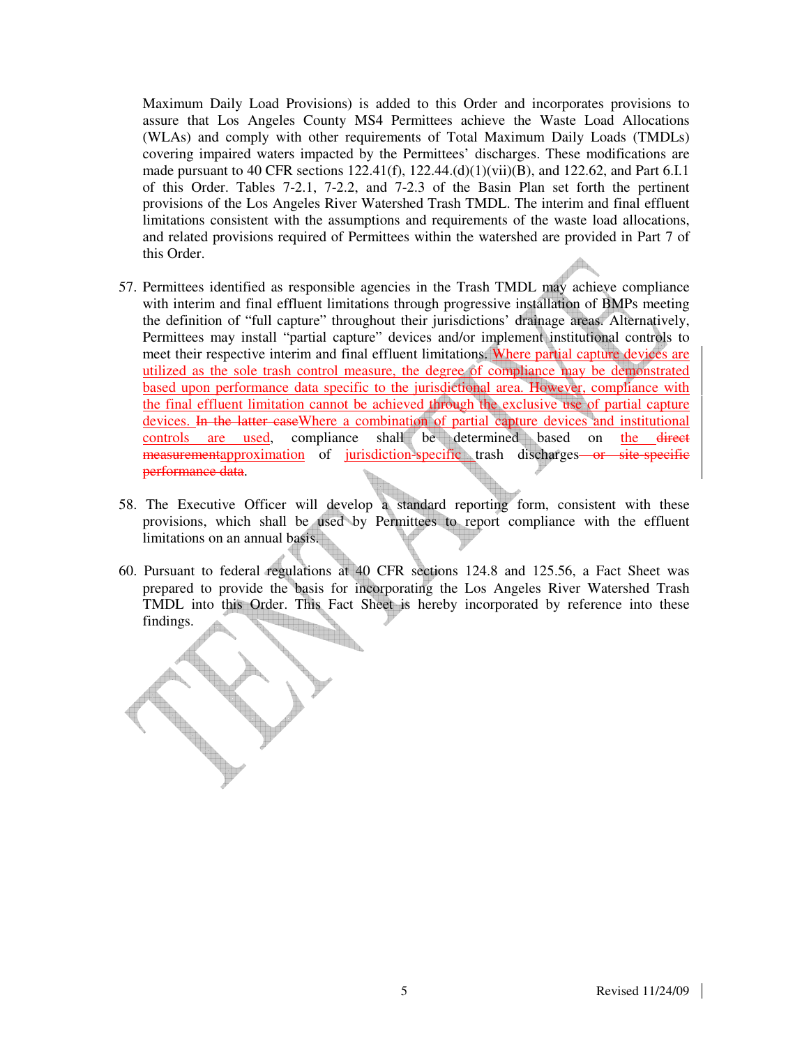Maximum Daily Load Provisions) is added to this Order and incorporates provisions to assure that Los Angeles County MS4 Permittees achieve the Waste Load Allocations (WLAs) and comply with other requirements of Total Maximum Daily Loads (TMDLs) covering impaired waters impacted by the Permittees' discharges. These modifications are made pursuant to 40 CFR sections 122.41(f), 122.44.(d)(1)(vii)(B), and 122.62, and Part 6.I.1 of this Order. Tables 7-2.1, 7-2.2, and 7-2.3 of the Basin Plan set forth the pertinent provisions of the Los Angeles River Watershed Trash TMDL. The interim and final effluent limitations consistent with the assumptions and requirements of the waste load allocations, and related provisions required of Permittees within the watershed are provided in Part 7 of this Order.

57. Permittees identified as responsible agencies in the Trash TMDL may achieve compliance with interim and final effluent limitations through progressive installation of BMPs meeting the definition of "full capture" throughout their jurisdictions' drainage areas. Alternatively, Permittees may install "partial capture" devices and/or implement institutional controls to meet their respective interim and final effluent limitations. Where partial capture devices are utilized as the sole trash control measure, the degree of compliance may be demonstrated based upon performance data specific to the jurisdictional area. However, compliance with the final effluent limitation cannot be achieved through the exclusive use of partial capture devices. ~~In the latter case~~Where a combination of partial capture devices and institutional controls are used, compliance shall be determined based on the ~~direct measurement~~approximation of jurisdiction-specific trash discharges ~~or site-specific performance data~~.

58. The Executive Officer will develop a standard reporting form, consistent with these provisions, which shall be used by Permittees to report compliance with the effluent limitations on an annual basis.

60. Pursuant to federal regulations at 40 CFR sections 124.8 and 125.56, a Fact Sheet was prepared to provide the basis for incorporating the Los Angeles River Watershed Trash TMDL into this Order. This Fact Sheet is hereby incorporated by reference into these findings.